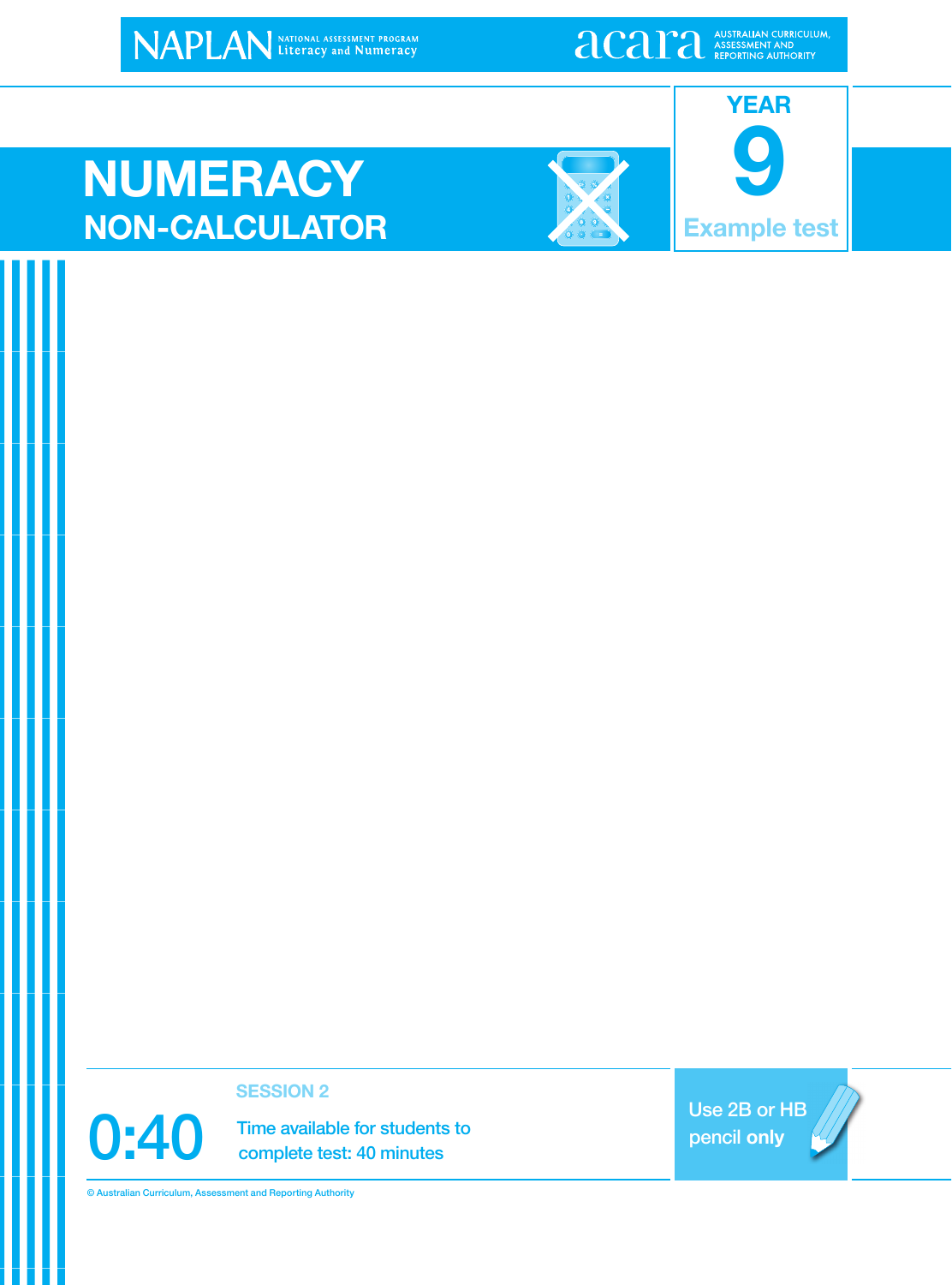NAPLAN NATIONAL ASSESSMENT PROGRAM Literacy and Numeracy

acara AUSTRALIAN CURRICULUM, ASSESSMENT AND REPORTING AUTHORITY

# NUMERACY

## NON-CALCULATOR

**YEAR 9**

**Example test**

**SESSION 2**

**0:40** Time available for students to complete test: 40 minutes

Use 2B or HB pencil **only**

© Australian Curriculum, Assessment and Reporting Authority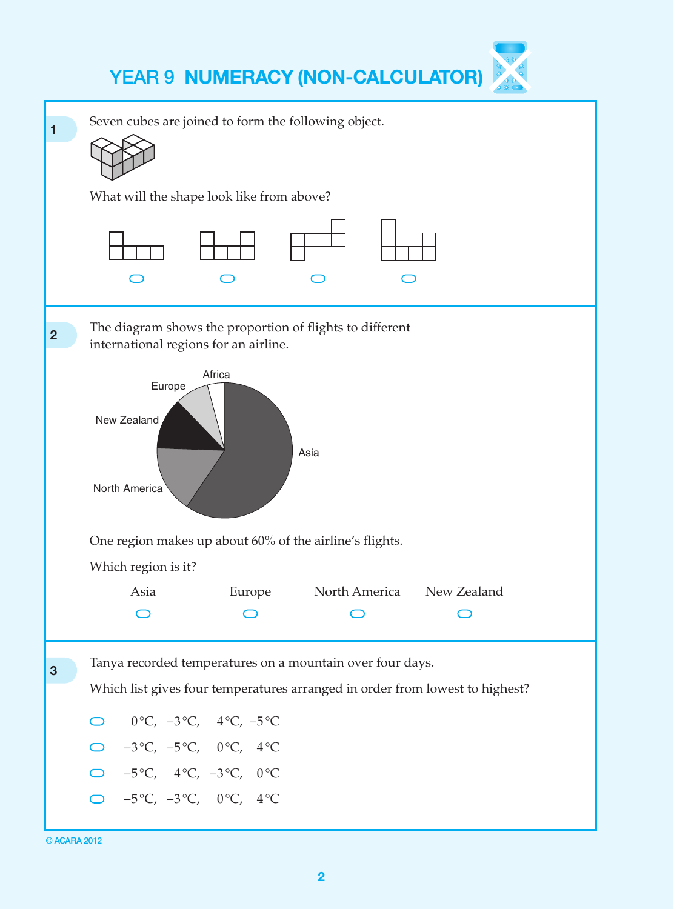# YEAR 9 NUMERACY (NON-CALCULATOR)

**1** Seven cubes are joined to form the following object.

What will the shape look like from above?

**2** The diagram shows the proportion of flights to different international regions for an airline.

Africa

Europe

New Zealand

Asia

North America

One region makes up about 60% of the airline's flights.

Which region is it?

- Asia
- Europe
- North America
- New Zealand

**3** Tanya recorded temperatures on a mountain over four days.

Which list gives four temperatures arranged in order from lowest to highest?

- 0 °C, –3 °C, 4 °C, –5 °C
- –3 °C, –5 °C, 0 °C, 4 °C
- –5 °C, 4 °C, –3 °C, 0 °C
- –5 °C, –3 °C, 0 °C, 4 °C

© ACARA 2012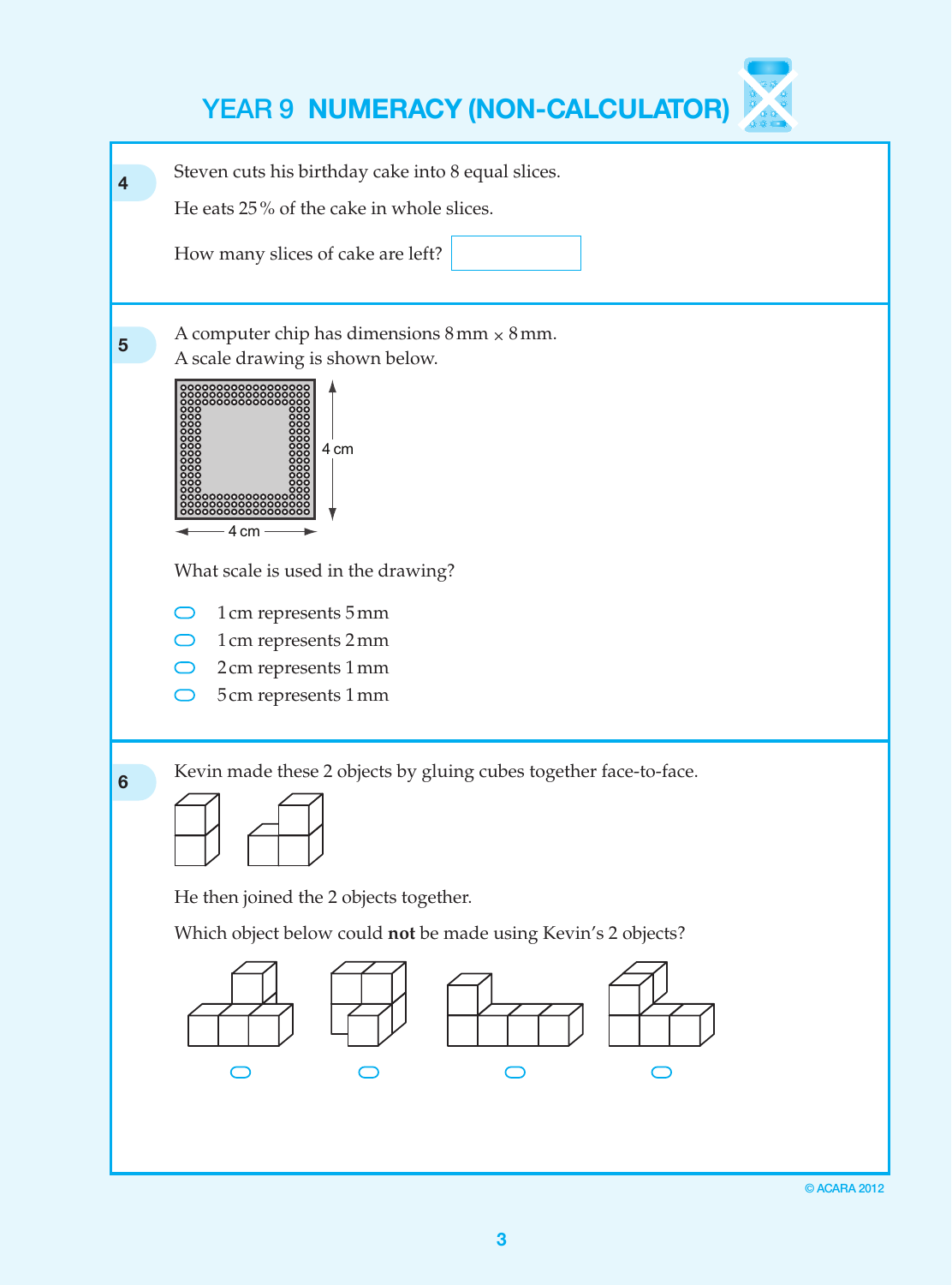## YEAR 9 NUMERACY (NON-CALCULATOR)

**4** Steven cuts his birthday cake into 8 equal slices.

He eats 25% of the cake in whole slices.

How many slices of cake are left? ☐

**5** A computer chip has dimensions 8 mm × 8 mm.
A scale drawing is shown below.

4 cm

4 cm

What scale is used in the drawing?

- ◯ 1 cm represents 5 mm
- ◯ 1 cm represents 2 mm
- ◯ 2 cm represents 1 mm
- ◯ 5 cm represents 1 mm

**6** Kevin made these 2 objects by gluing cubes together face-to-face.

He then joined the 2 objects together.

Which object below could **not** be made using Kevin's 2 objects?

◯ ◯ ◯ ◯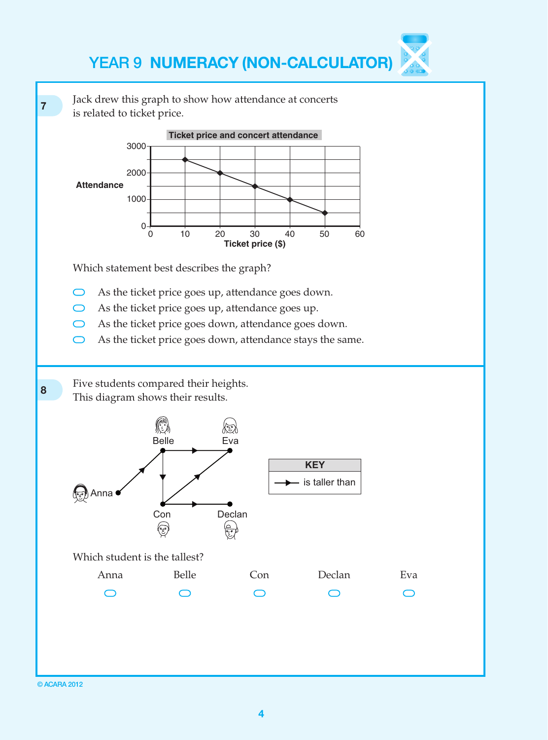## YEAR 9 NUMERACY (NON-CALCULATOR)

**7** Jack drew this graph to show how attendance at concerts is related to ticket price.

**Ticket price and concert attendance**

Attendance

Ticket price ($)

Which statement best describes the graph?

- As the ticket price goes up, attendance goes down.
- As the ticket price goes up, attendance goes up.
- As the ticket price goes down, attendance goes down.
- As the ticket price goes down, attendance stays the same.

**8** Five students compared their heights.
This diagram shows their results.

| KEY |
| --- |
| → is taller than |

Which student is the tallest?

| Anna | Belle | Con | Declan | Eva |
| --- | --- | --- | --- | --- |
| ○ | ○ | ○ | ○ | ○ |

© ACARA 2012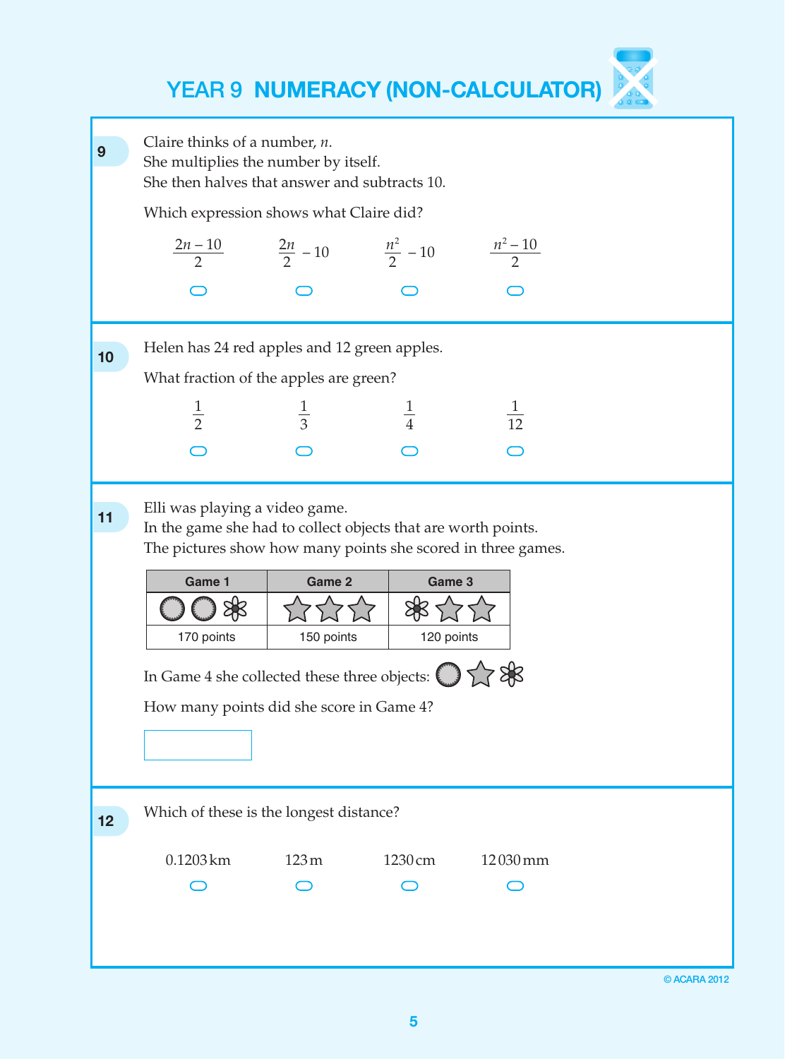# YEAR 9 NUMERACY (NON-CALCULATOR)

**9**

Claire thinks of a number, *n*.
She multiplies the number by itself.
She then halves that answer and subtracts 10.

Which expression shows what Claire did?

$\frac{2n - 10}{2}$ ⬭ $\frac{2n}{2} - 10$ ⬭ $\frac{n^2}{2} - 10$ ⬭ $\frac{n^2 - 10}{2}$ ⬭

---

**10**

Helen has 24 red apples and 12 green apples.

What fraction of the apples are green?

$\frac{1}{2}$ ⬭ $\frac{1}{3}$ ⬭ $\frac{1}{4}$ ⬭ $\frac{1}{12}$ ⬭

---

**11**

Elli was playing a video game.
In the game she had to collect objects that are worth points.
The pictures show how many points she scored in three games.

| Game 1 | Game 2 | Game 3 |
|---|---|---|
| circle, circle, flower | star, star, star | flower, star, star |
| 170 points | 150 points | 120 points |

In Game 4 she collected these three objects: circle, star, flower

How many points did she score in Game 4?

[ ]

---

**12**

Which of these is the longest distance?

0.1203 km ⬭ 123 m ⬭ 1230 cm ⬭ 12 030 mm ⬭

© ACARA 2012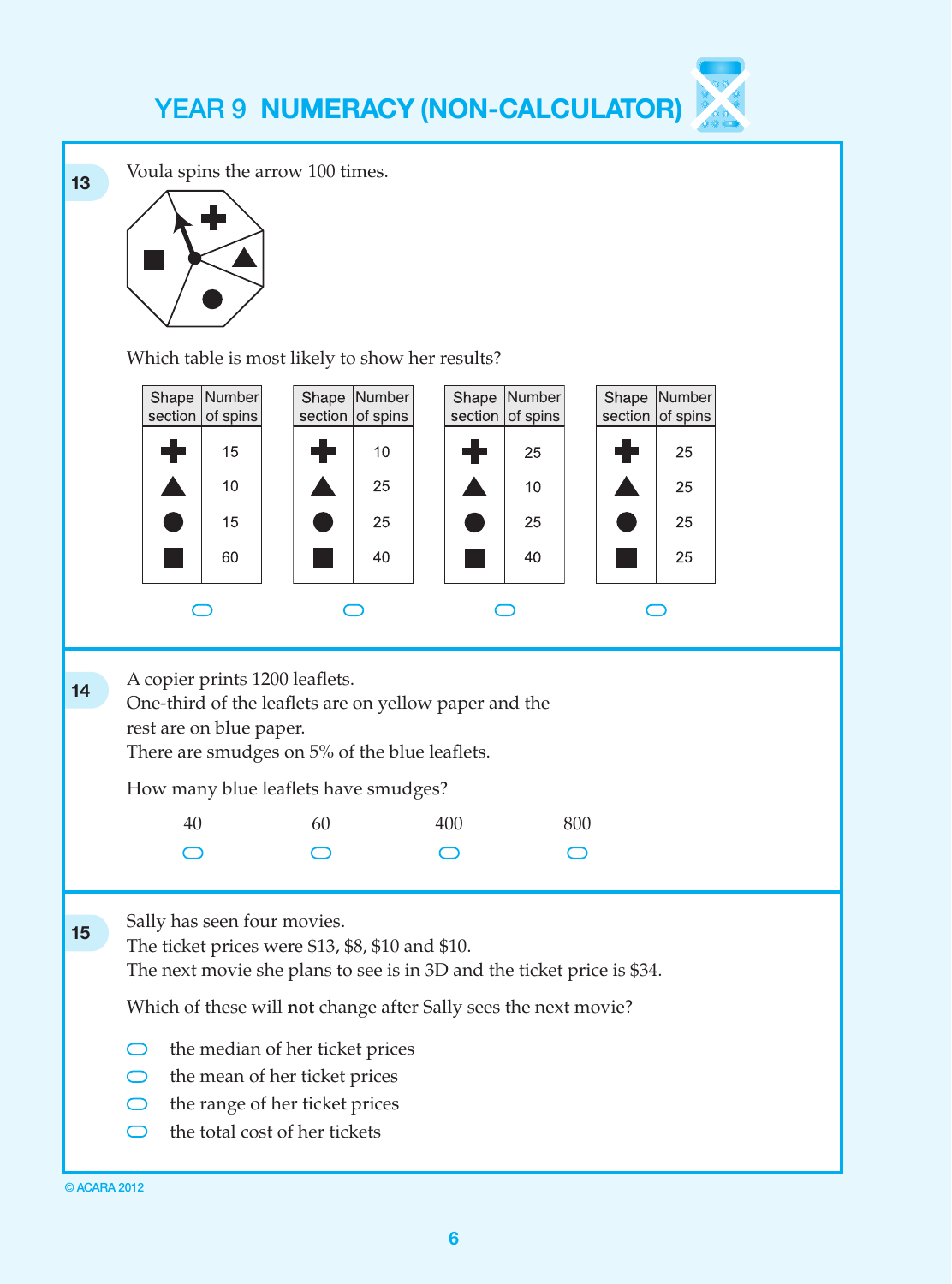# YEAR 9 NUMERACY (NON-CALCULATOR)

**13** Voula spins the arrow 100 times.

Which table is most likely to show her results?

| Shape section | Number of spins |
|---|---|
| ✚ | 15 |
| ▲ | 10 |
| ● | 15 |
| ■ | 60 |

| Shape section | Number of spins |
|---|---|
| ✚ | 10 |
| ▲ | 25 |
| ● | 25 |
| ■ | 40 |

| Shape section | Number of spins |
|---|---|
| ✚ | 25 |
| ▲ | 10 |
| ● | 25 |
| ■ | 40 |

| Shape section | Number of spins |
|---|---|
| ✚ | 25 |
| ▲ | 25 |
| ● | 25 |
| ■ | 25 |

---

**14** A copier prints 1200 leaflets.
One-third of the leaflets are on yellow paper and the rest are on blue paper.
There are smudges on 5% of the blue leaflets.

How many blue leaflets have smudges?

- 40
- 60
- 400
- 800

---

**15** Sally has seen four movies.
The ticket prices were \$13, \$8, \$10 and \$10.
The next movie she plans to see is in 3D and the ticket price is \$34.

Which of these will **not** change after Sally sees the next movie?

- the median of her ticket prices
- the mean of her ticket prices
- the range of her ticket prices
- the total cost of her tickets

© ACARA 2012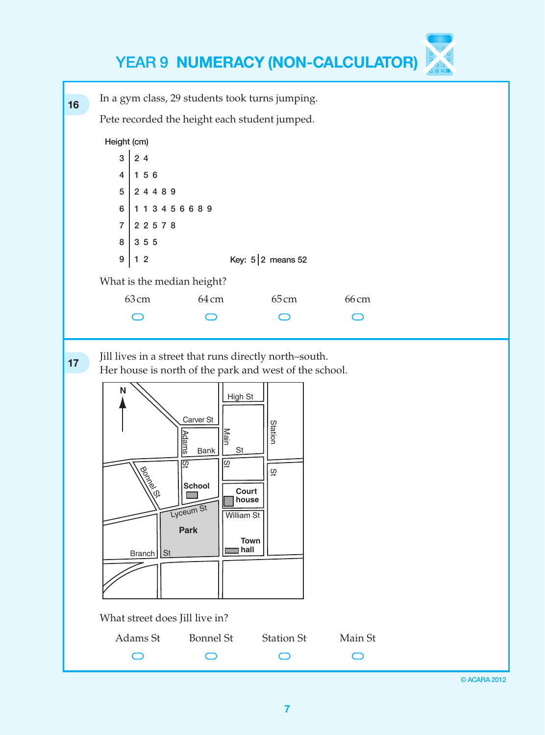# YEAR 9 NUMERACY (NON-CALCULATOR)

**16** In a gym class, 29 students took turns jumping.

Pete recorded the height each student jumped.

Height (cm)

| Stem | Leaf |
|---|---|
| 3 | 2 4 |
| 4 | 1 5 6 |
| 5 | 2 4 4 8 9 |
| 6 | 1 1 3 4 5 6 6 8 9 |
| 7 | 2 2 5 7 8 |
| 8 | 3 5 5 |
| 9 | 1 2 |

Key: 5 | 2 means 52

What is the median height?

- 63 cm
- 64 cm
- 65 cm
- 66 cm

**17** Jill lives in a street that runs directly north–south.
Her house is north of the park and west of the school.

Map labels: N, High St, Carver St, Adams St, Bank St, Main St, Station St, Bonnel St, School, Court house, Lyceum St, William St, Park, Town hall, Branch St

What street does Jill live in?

- Adams St
- Bonnel St
- Station St
- Main St

© ACARA 2012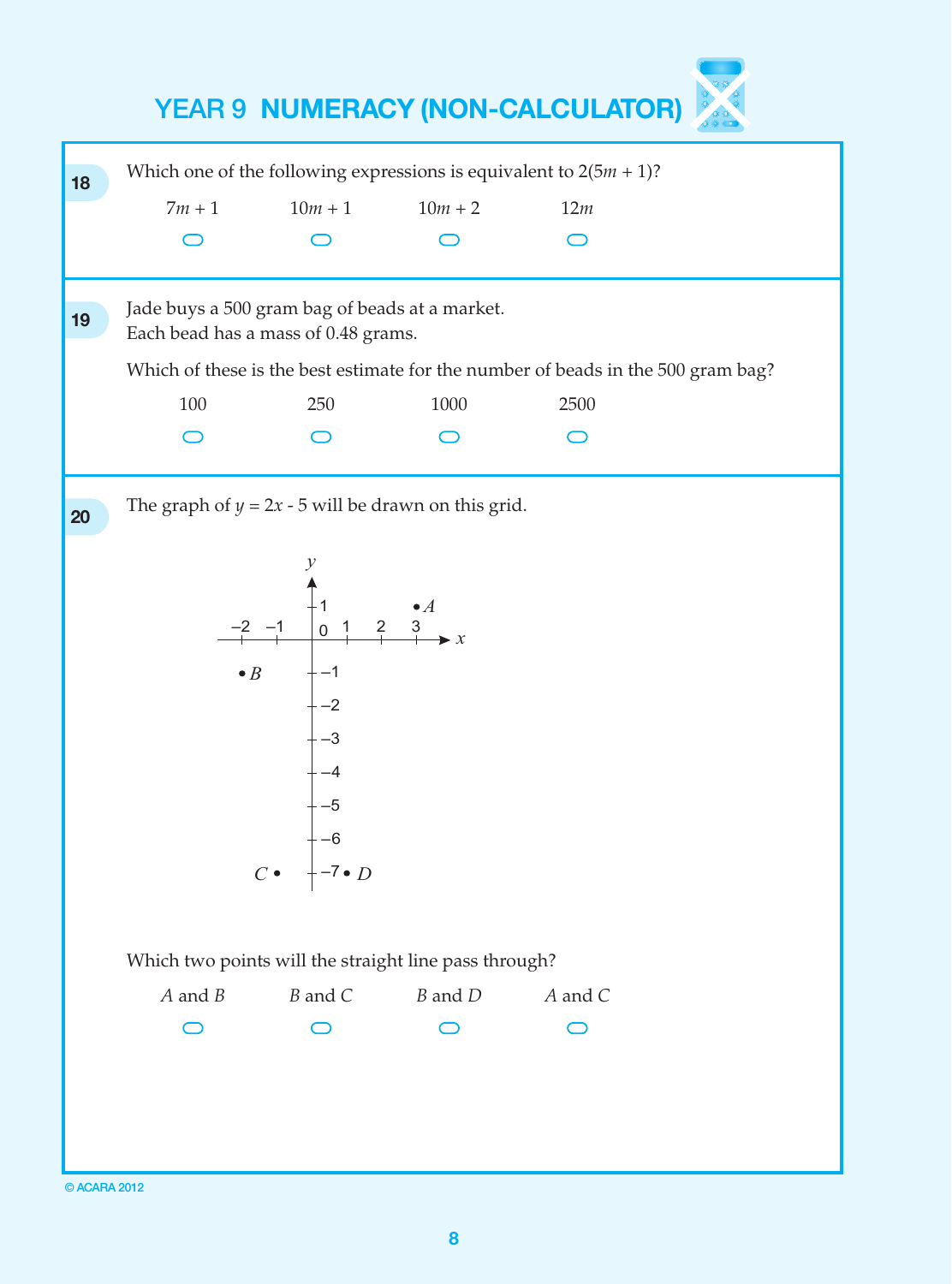# YEAR 9 NUMERACY (NON-CALCULATOR)

**18** Which one of the following expressions is equivalent to $2(5m + 1)$?

- $7m + 1$
- $10m + 1$
- $10m + 2$
- $12m$

**19** Jade buys a 500 gram bag of beads at a market.
Each bead has a mass of 0.48 grams.

Which of these is the best estimate for the number of beads in the 500 gram bag?

- 100
- 250
- 1000
- 2500

**20** The graph of $y = 2x - 5$ will be drawn on this grid.

Which two points will the straight line pass through?

- $A$ and $B$
- $B$ and $C$
- $B$ and $D$
- $A$ and $C$

© ACARA 2012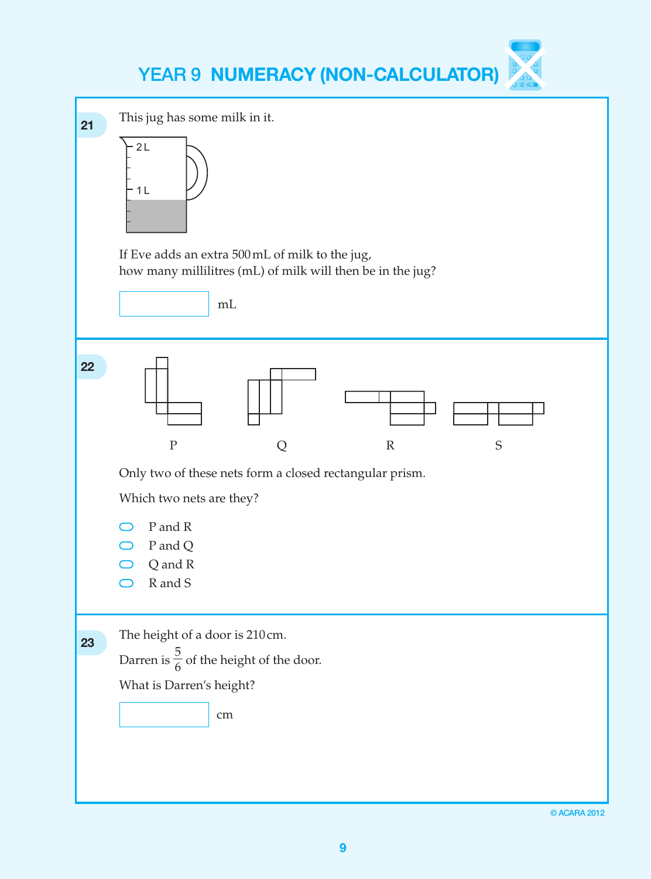# YEAR 9 NUMERACY (NON-CALCULATOR)

**21**

This jug has some milk in it.

2 L

1 L

If Eve adds an extra 500 mL of milk to the jug,
how many millilitres (mL) of milk will then be in the jug?

[ ] mL

**22**

P Q R S

Only two of these nets form a closed rectangular prism.

Which two nets are they?

- P and R
- P and Q
- Q and R
- R and S

**23**

The height of a door is 210 cm.

Darren is $\frac{5}{6}$ of the height of the door.

What is Darren's height?

[ ] cm

© ACARA 2012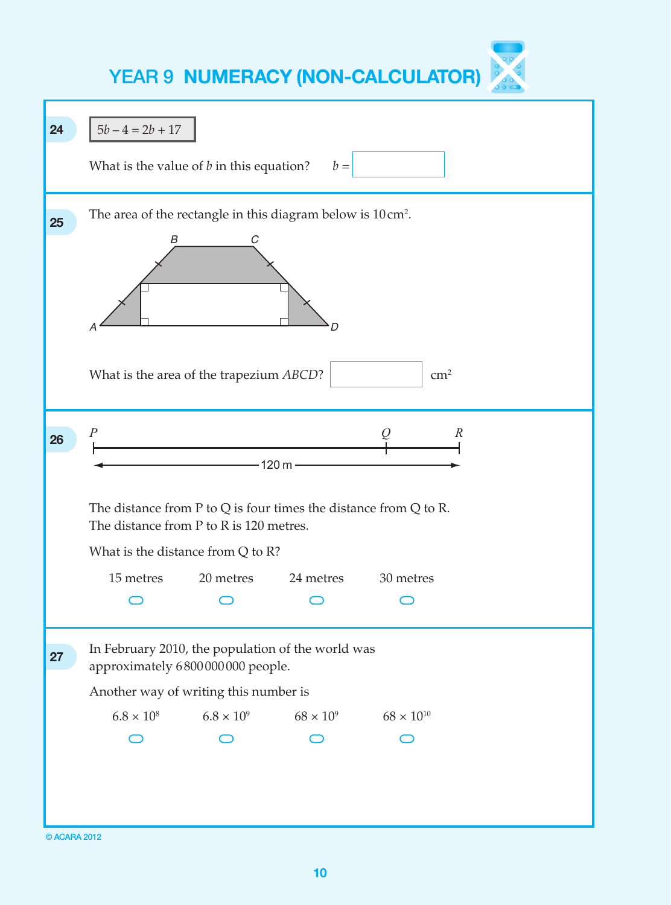# YEAR 9 NUMERACY (NON-CALCULATOR)

**24**

$5b - 4 = 2b + 17$

What is the value of $b$ in this equation? $b =$ ______

**25**

The area of the rectangle in this diagram below is $10\,\text{cm}^2$.

What is the area of the trapezium $ABCD$? ______ $\text{cm}^2$

**26**

The distance from P to Q is four times the distance from Q to R.
The distance from P to R is 120 metres.

What is the distance from Q to R?

- 15 metres
- 20 metres
- 24 metres
- 30 metres

**27**

In February 2010, the population of the world was approximately 6 800 000 000 people.

Another way of writing this number is

- $6.8 \times 10^8$
- $6.8 \times 10^9$
- $68 \times 10^9$
- $68 \times 10^{10}$

© ACARA 2012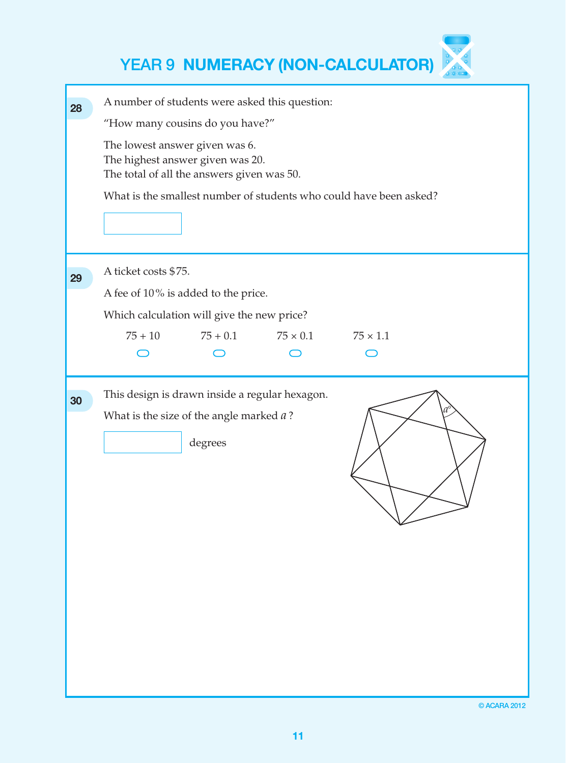# YEAR 9 NUMERACY (NON-CALCULATOR)

**28**

A number of students were asked this question:

"How many cousins do you have?"

The lowest answer given was 6.
The highest answer given was 20.
The total of all the answers given was 50.

What is the smallest number of students who could have been asked?

[ ]

**29**

A ticket costs $75.

A fee of 10% is added to the price.

Which calculation will give the new price?

- $75 + 10$
- $75 + 0.1$
- $75 \times 0.1$
- $75 \times 1.1$

**30**

This design is drawn inside a regular hexagon.

What is the size of the angle marked $a$ ?

[ ] degrees

© ACARA 2012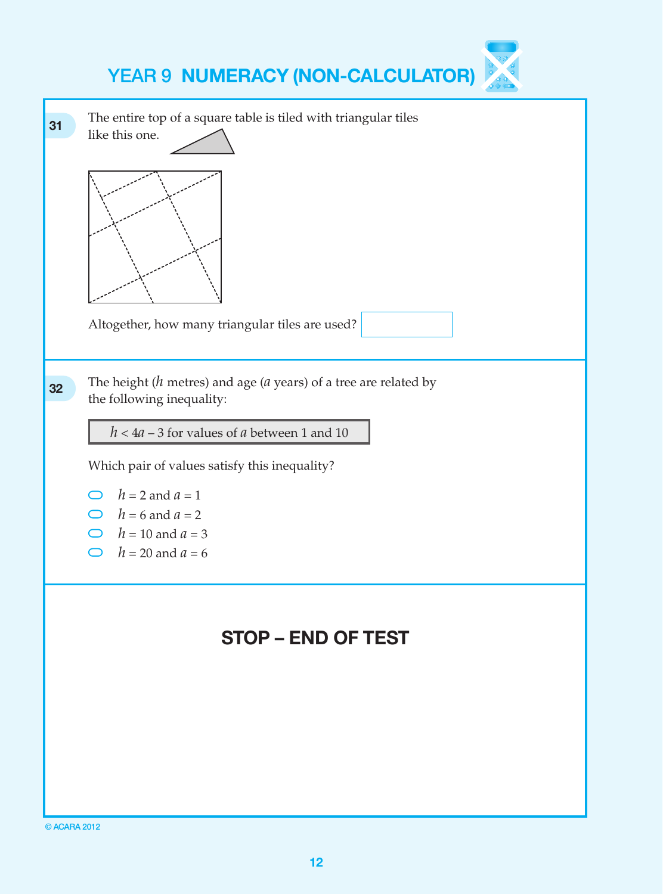# YEAR 9 NUMERACY (NON-CALCULATOR)

**31** The entire top of a square table is tiled with triangular tiles like this one.

Altogether, how many triangular tiles are used?

**32** The height ($h$ metres) and age ($a$ years) of a tree are related by the following inequality:

$h < 4a - 3$ for values of $a$ between 1 and 10

Which pair of values satisfy this inequality?

- $h = 2$ and $a = 1$
- $h = 6$ and $a = 2$
- $h = 10$ and $a = 3$
- $h = 20$ and $a = 6$

## STOP – END OF TEST

© ACARA 2012